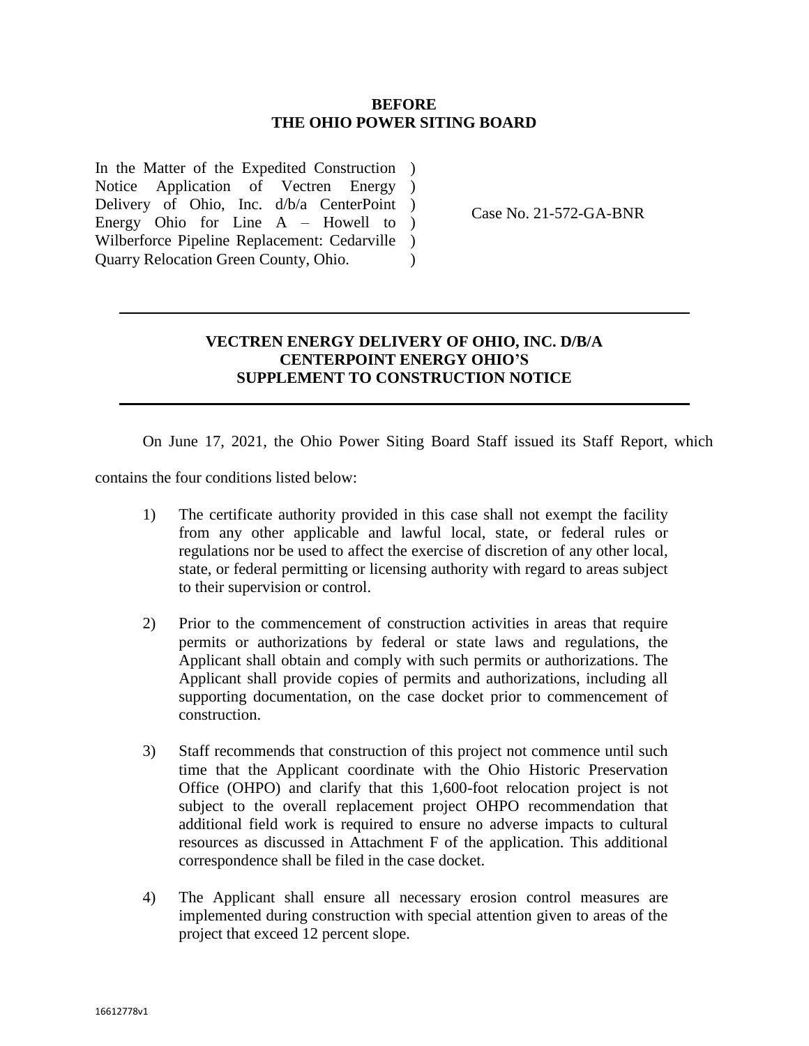**BEFORE**
**THE OHIO POWER SITING BOARD**

In the Matter of the Expedited Construction Notice Application of Vectren Energy Delivery of Ohio, Inc. d/b/a CenterPoint Energy Ohio for Line A – Howell to Wilberforce Pipeline Replacement: Cedarville Quarry Relocation Green County, Ohio.

Case No. 21-572-GA-BNR

---

## VECTREN ENERGY DELIVERY OF OHIO, INC. D/B/A CENTERPOINT ENERGY OHIO'S SUPPLEMENT TO CONSTRUCTION NOTICE

---

On June 17, 2021, the Ohio Power Siting Board Staff issued its Staff Report, which contains the four conditions listed below:

1) The certificate authority provided in this case shall not exempt the facility from any other applicable and lawful local, state, or federal rules or regulations nor be used to affect the exercise of discretion of any other local, state, or federal permitting or licensing authority with regard to areas subject to their supervision or control.

2) Prior to the commencement of construction activities in areas that require permits or authorizations by federal or state laws and regulations, the Applicant shall obtain and comply with such permits or authorizations. The Applicant shall provide copies of permits and authorizations, including all supporting documentation, on the case docket prior to commencement of construction.

3) Staff recommends that construction of this project not commence until such time that the Applicant coordinate with the Ohio Historic Preservation Office (OHPO) and clarify that this 1,600-foot relocation project is not subject to the overall replacement project OHPO recommendation that additional field work is required to ensure no adverse impacts to cultural resources as discussed in Attachment F of the application. This additional correspondence shall be filed in the case docket.

4) The Applicant shall ensure all necessary erosion control measures are implemented during construction with special attention given to areas of the project that exceed 12 percent slope.

16612778v1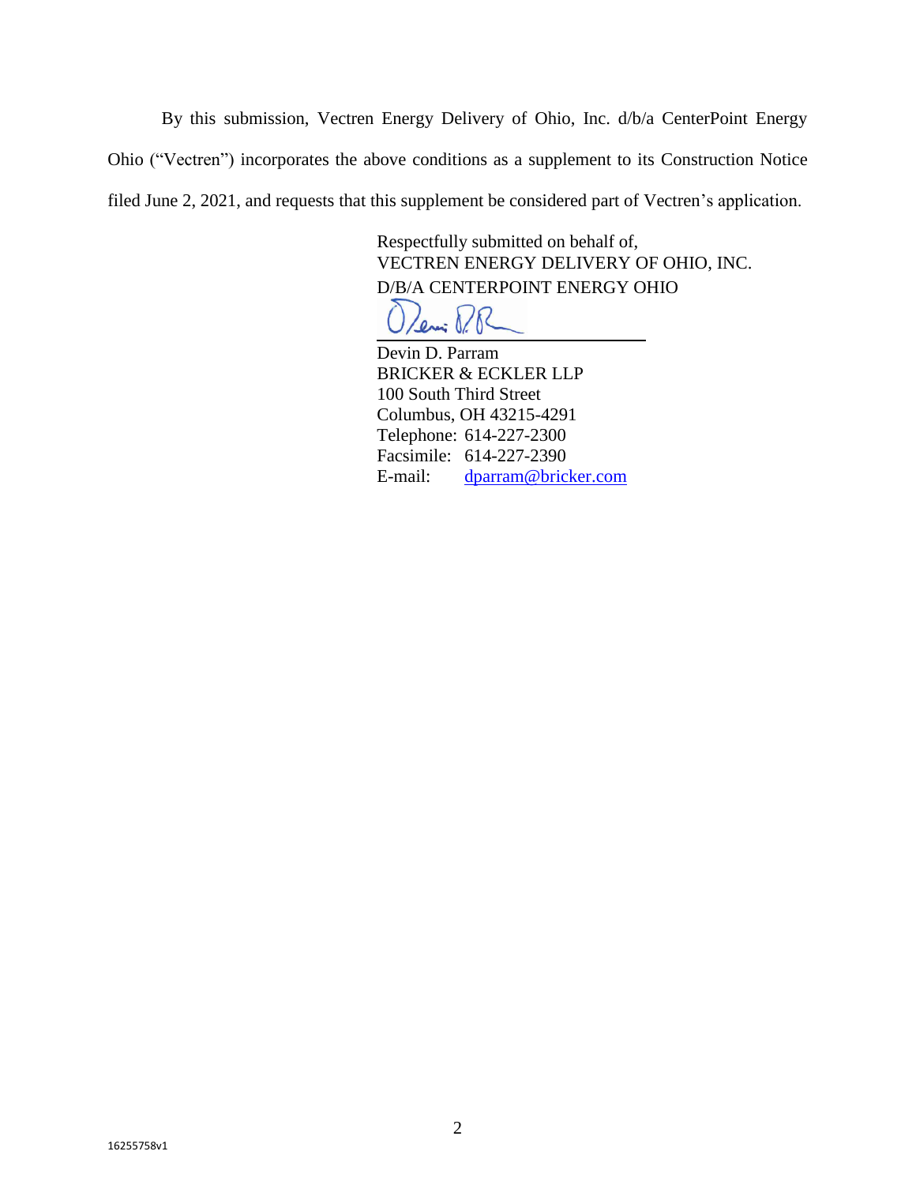By this submission, Vectren Energy Delivery of Ohio, Inc. d/b/a CenterPoint Energy Ohio ("Vectren") incorporates the above conditions as a supplement to its Construction Notice filed June 2, 2021, and requests that this supplement be considered part of Vectren's application.

Respectfully submitted on behalf of,
VECTREN ENERGY DELIVERY OF OHIO, INC.
D/B/A CENTERPOINT ENERGY OHIO

Devin D. Parram
BRICKER & ECKLER LLP
100 South Third Street
Columbus, OH 43215-4291
Telephone: 614-227-2300
Facsimile: 614-227-2390
E-mail: dparram@bricker.com

16255758v1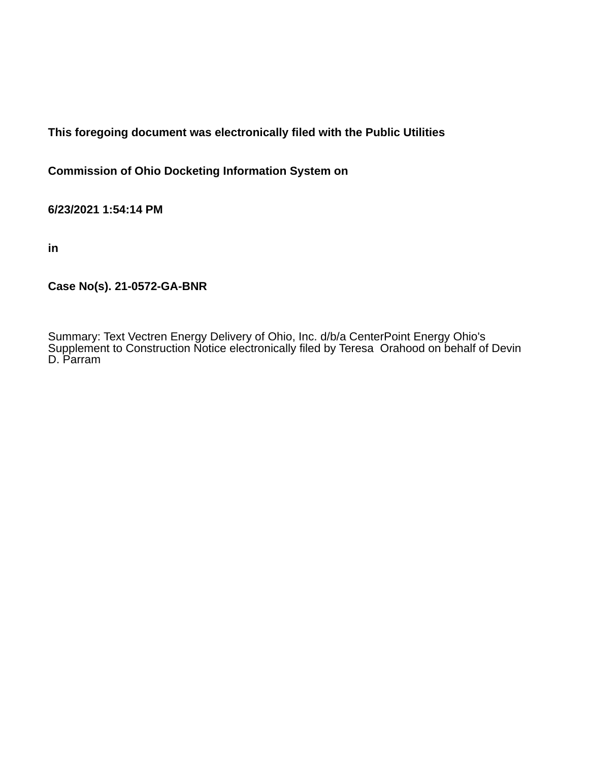**This foregoing document was electronically filed with the Public Utilities**

**Commission of Ohio Docketing Information System on**

**6/23/2021 1:54:14 PM**

**in**

**Case No(s). 21-0572-GA-BNR**

Summary: Text Vectren Energy Delivery of Ohio, Inc. d/b/a CenterPoint Energy Ohio's Supplement to Construction Notice electronically filed by Teresa Orahood on behalf of Devin D. Parram